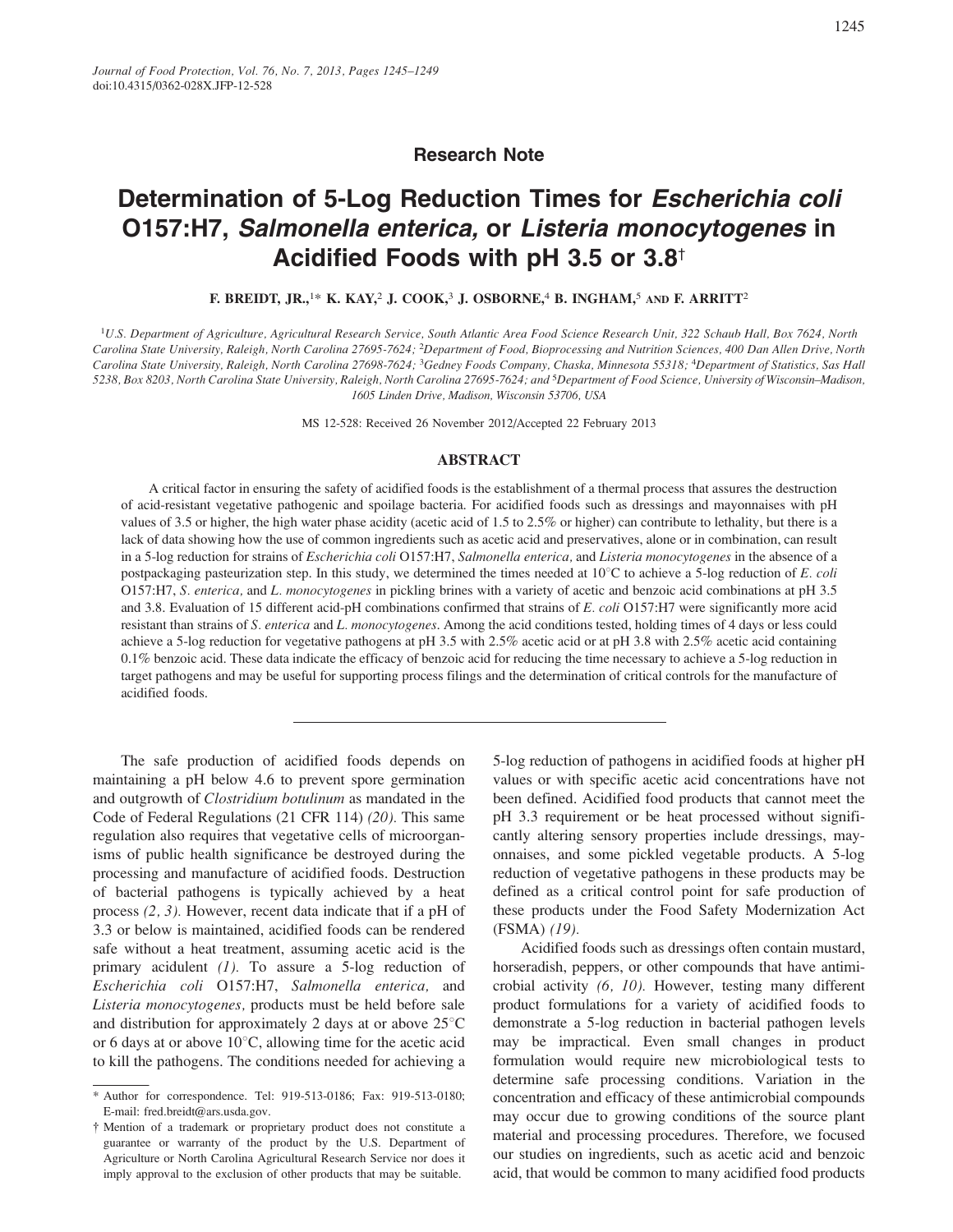Research Note

# Determination of 5-Log Reduction Times for *Escherichia coli* O157:H7, *Salmonella enterica,* or *Listeria monocytogenes* in Acidified Foods with pH 3.5 or 3.8[†]

**F. BREIDT, JR.,[1*] K. KAY,[2] J. COOK,[3] J. OSBORNE,[4] B. INGHAM,[5] AND F. ARRITT[2]**

[1]*U.S. Department of Agriculture, Agricultural Research Service, South Atlantic Area Food Science Research Unit, 322 Schaub Hall, Box 7624, North Carolina State University, Raleigh, North Carolina 27695-7624;* [2]*Department of Food, Bioprocessing and Nutrition Sciences, 400 Dan Allen Drive, North Carolina State University, Raleigh, North Carolina 27698-7624;* [3]*Gedney Foods Company, Chaska, Minnesota 55318;* [4]*Department of Statistics, Sas Hall 5238, Box 8203, North Carolina State University, Raleigh, North Carolina 27695-7624; and* [5]*Department of Food Science, University of Wisconsin–Madison, 1605 Linden Drive, Madison, Wisconsin 53706, USA*

MS 12-528: Received 26 November 2012/Accepted 22 February 2013

## ABSTRACT

A critical factor in ensuring the safety of acidified foods is the establishment of a thermal process that assures the destruction of acid-resistant vegetative pathogenic and spoilage bacteria. For acidified foods such as dressings and mayonnaises with pH values of 3.5 or higher, the high water phase acidity (acetic acid of 1.5 to 2.5% or higher) can contribute to lethality, but there is a lack of data showing how the use of common ingredients such as acetic acid and preservatives, alone or in combination, can result in a 5-log reduction for strains of *Escherichia coli* O157:H7, *Salmonella enterica,* and *Listeria monocytogenes* in the absence of a postpackaging pasteurization step. In this study, we determined the times needed at 10°C to achieve a 5-log reduction of *E. coli* O157:H7, *S. enterica,* and *L. monocytogenes* in pickling brines with a variety of acetic and benzoic acid combinations at pH 3.5 and 3.8. Evaluation of 15 different acid-pH combinations confirmed that strains of *E. coli* O157:H7 were significantly more acid resistant than strains of *S. enterica* and *L. monocytogenes*. Among the acid conditions tested, holding times of 4 days or less could achieve a 5-log reduction for vegetative pathogens at pH 3.5 with 2.5% acetic acid or at pH 3.8 with 2.5% acetic acid containing 0.1% benzoic acid. These data indicate the efficacy of benzoic acid for reducing the time necessary to achieve a 5-log reduction in target pathogens and may be useful for supporting process filings and the determination of critical controls for the manufacture of acidified foods.

---

The safe production of acidified foods depends on maintaining a pH below 4.6 to prevent spore germination and outgrowth of *Clostridium botulinum* as mandated in the Code of Federal Regulations (21 CFR 114) *(20).* This same regulation also requires that vegetative cells of microorganisms of public health significance be destroyed during the processing and manufacture of acidified foods. Destruction of bacterial pathogens is typically achieved by a heat process *(2, 3).* However, recent data indicate that if a pH of 3.3 or below is maintained, acidified foods can be rendered safe without a heat treatment, assuming acetic acid is the primary acidulent *(1).* To assure a 5-log reduction of *Escherichia coli* O157:H7, *Salmonella enterica,* and *Listeria monocytogenes,* products must be held before sale and distribution for approximately 2 days at or above 25°C or 6 days at or above 10°C, allowing time for the acetic acid to kill the pathogens. The conditions needed for achieving a 5-log reduction of pathogens in acidified foods at higher pH values or with specific acetic acid concentrations have not been defined. Acidified food products that cannot meet the pH 3.3 requirement or be heat processed without significantly altering sensory properties include dressings, mayonnaises, and some pickled vegetable products. A 5-log reduction of vegetative pathogens in these products may be defined as a critical control point for safe production of these products under the Food Safety Modernization Act (FSMA) *(19).*

Acidified foods such as dressings often contain mustard, horseradish, peppers, or other compounds that have antimicrobial activity *(6, 10).* However, testing many different product formulations for a variety of acidified foods to demonstrate a 5-log reduction in bacterial pathogen levels may be impractical. Even small changes in product formulation would require new microbiological tests to determine safe processing conditions. Variation in the concentration and efficacy of these antimicrobial compounds may occur due to growing conditions of the source plant material and processing procedures. Therefore, we focused our studies on ingredients, such as acetic acid and benzoic acid, that would be common to many acidified food products

---

\* Author for correspondence. Tel: 919-513-0186; Fax: 919-513-0180; E-mail: fred.breidt@ars.usda.gov.

† Mention of a trademark or proprietary product does not constitute a guarantee or warranty of the product by the U.S. Department of Agriculture or North Carolina Agricultural Research Service nor does it imply approval to the exclusion of other products that may be suitable.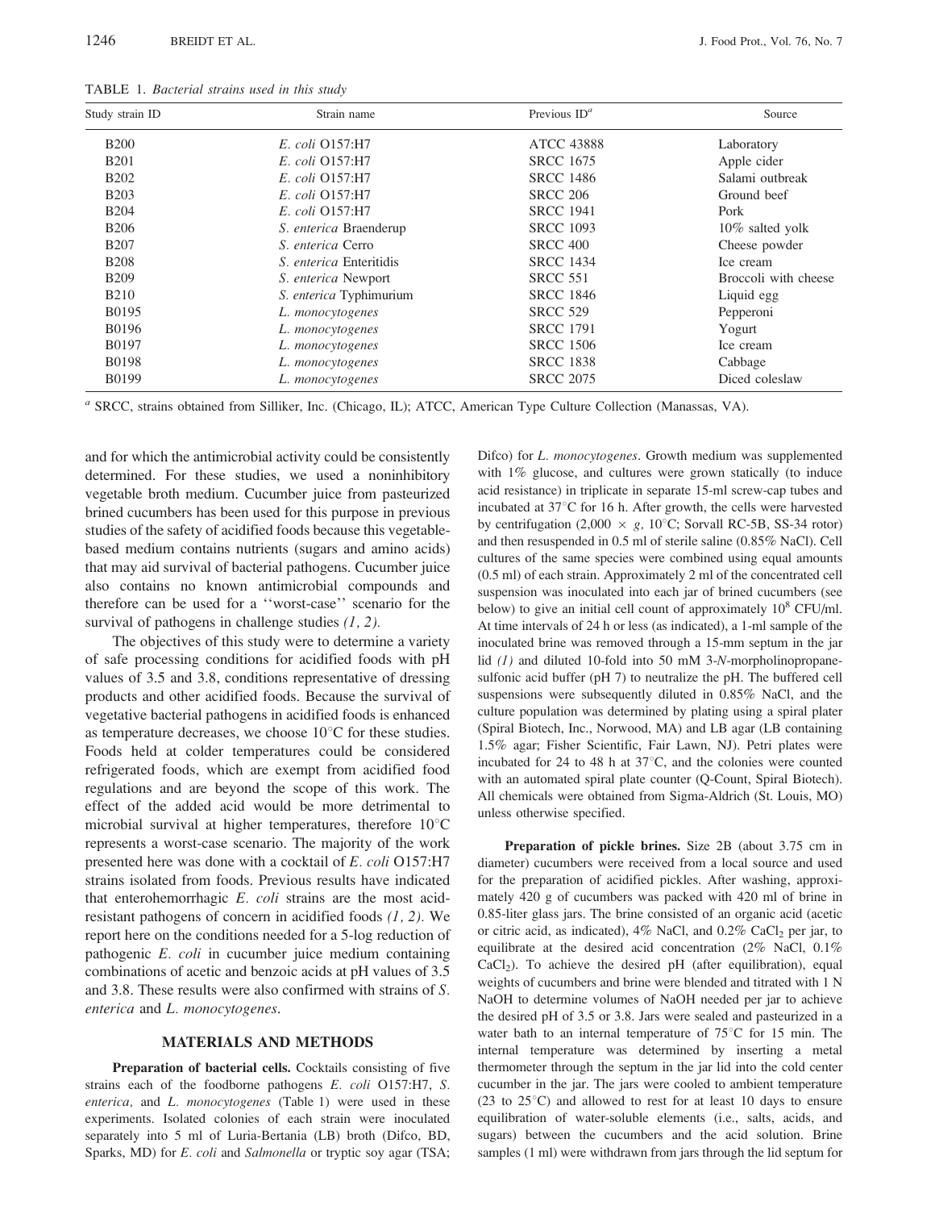TABLE 1. *Bacterial strains used in this study*

| Study strain ID | Strain name | Previous ID[a] | Source |
|---|---|---|---|
| B200 | *E. coli* O157:H7 | ATCC 43888 | Laboratory |
| B201 | *E. coli* O157:H7 | SRCC 1675 | Apple cider |
| B202 | *E. coli* O157:H7 | SRCC 1486 | Salami outbreak |
| B203 | *E. coli* O157:H7 | SRCC 206 | Ground beef |
| B204 | *E. coli* O157:H7 | SRCC 1941 | Pork |
| B206 | *S. enterica* Braenderup | SRCC 1093 | 10% salted yolk |
| B207 | *S. enterica* Cerro | SRCC 400 | Cheese powder |
| B208 | *S. enterica* Enteritidis | SRCC 1434 | Ice cream |
| B209 | *S. enterica* Newport | SRCC 551 | Broccoli with cheese |
| B210 | *S. enterica* Typhimurium | SRCC 1846 | Liquid egg |
| B0195 | *L. monocytogenes* | SRCC 529 | Pepperoni |
| B0196 | *L. monocytogenes* | SRCC 1791 | Yogurt |
| B0197 | *L. monocytogenes* | SRCC 1506 | Ice cream |
| B0198 | *L. monocytogenes* | SRCC 1838 | Cabbage |
| B0199 | *L. monocytogenes* | SRCC 2075 | Diced coleslaw |

[a] SRCC, strains obtained from Silliker, Inc. (Chicago, IL); ATCC, American Type Culture Collection (Manassas, VA).

and for which the antimicrobial activity could be consistently determined. For these studies, we used a noninhibitory vegetable broth medium. Cucumber juice from pasteurized brined cucumbers has been used for this purpose in previous studies of the safety of acidified foods because this vegetable-based medium contains nutrients (sugars and amino acids) that may aid survival of bacterial pathogens. Cucumber juice also contains no known antimicrobial compounds and therefore can be used for a ''worst-case'' scenario for the survival of pathogens in challenge studies *(1, 2)*.

The objectives of this study were to determine a variety of safe processing conditions for acidified foods with pH values of 3.5 and 3.8, conditions representative of dressing products and other acidified foods. Because the survival of vegetative bacterial pathogens in acidified foods is enhanced as temperature decreases, we choose 10°C for these studies. Foods held at colder temperatures could be considered refrigerated foods, which are exempt from acidified food regulations and are beyond the scope of this work. The effect of the added acid would be more detrimental to microbial survival at higher temperatures, therefore 10°C represents a worst-case scenario. The majority of the work presented here was done with a cocktail of *E. coli* O157:H7 strains isolated from foods. Previous results have indicated that enterohemorrhagic *E. coli* strains are the most acid-resistant pathogens of concern in acidified foods *(1, 2)*. We report here on the conditions needed for a 5-log reduction of pathogenic *E. coli* in cucumber juice medium containing combinations of acetic and benzoic acids at pH values of 3.5 and 3.8. These results were also confirmed with strains of *S. enterica* and *L. monocytogenes*.

## MATERIALS AND METHODS

**Preparation of bacterial cells.** Cocktails consisting of five strains each of the foodborne pathogens *E. coli* O157:H7, *S. enterica,* and *L. monocytogenes* (Table 1) were used in these experiments. Isolated colonies of each strain were inoculated separately into 5 ml of Luria-Bertania (LB) broth (Difco, BD, Sparks, MD) for *E. coli* and *Salmonella* or tryptic soy agar (TSA; Difco) for *L. monocytogenes*. Growth medium was supplemented with 1% glucose, and cultures were grown statically (to induce acid resistance) in triplicate in separate 15-ml screw-cap tubes and incubated at 37°C for 16 h. After growth, the cells were harvested by centrifugation (2,000 × *g*, 10°C; Sorvall RC-5B, SS-34 rotor) and then resuspended in 0.5 ml of sterile saline (0.85% NaCl). Cell cultures of the same species were combined using equal amounts (0.5 ml) of each strain. Approximately 2 ml of the concentrated cell suspension was inoculated into each jar of brined cucumbers (see below) to give an initial cell count of approximately $10^8$ CFU/ml. At time intervals of 24 h or less (as indicated), a 1-ml sample of the inoculated brine was removed through a 15-mm septum in the jar lid *(1)* and diluted 10-fold into 50 mM 3-*N*-morpholinopropanesulfonic acid buffer (pH 7) to neutralize the pH. The buffered cell suspensions were subsequently diluted in 0.85% NaCl, and the culture population was determined by plating using a spiral plater (Spiral Biotech, Inc., Norwood, MA) and LB agar (LB containing 1.5% agar; Fisher Scientific, Fair Lawn, NJ). Petri plates were incubated for 24 to 48 h at 37°C, and the colonies were counted with an automated spiral plate counter (Q-Count, Spiral Biotech). All chemicals were obtained from Sigma-Aldrich (St. Louis, MO) unless otherwise specified.

**Preparation of pickle brines.** Size 2B (about 3.75 cm in diameter) cucumbers were received from a local source and used for the preparation of acidified pickles. After washing, approximately 420 g of cucumbers was packed with 420 ml of brine in 0.85-liter glass jars. The brine consisted of an organic acid (acetic or citric acid, as indicated), 4% NaCl, and 0.2% $CaCl_2$ per jar, to equilibrate at the desired acid concentration (2% NaCl, 0.1% $CaCl_2$). To achieve the desired pH (after equilibration), equal weights of cucumbers and brine were blended and titrated with 1 N NaOH to determine volumes of NaOH needed per jar to achieve the desired pH of 3.5 or 3.8. Jars were sealed and pasteurized in a water bath to an internal temperature of 75°C for 15 min. The internal temperature was determined by inserting a metal thermometer through the septum in the jar lid into the cold center cucumber in the jar. The jars were cooled to ambient temperature (23 to 25°C) and allowed to rest for at least 10 days to ensure equilibration of water-soluble elements (i.e., salts, acids, and sugars) between the cucumbers and the acid solution. Brine samples (1 ml) were withdrawn from jars through the lid septum for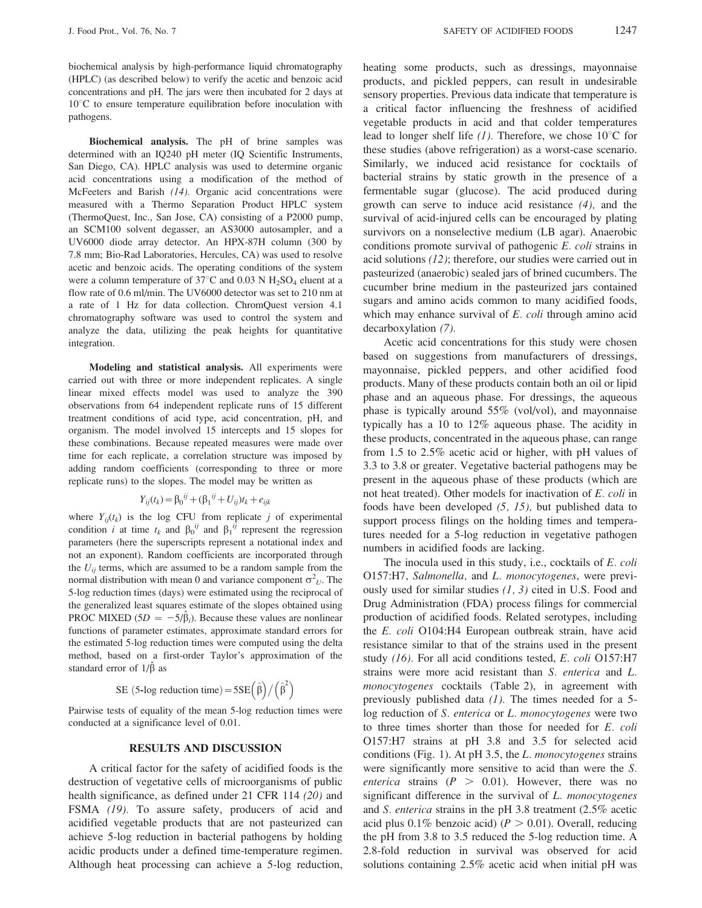biochemical analysis by high-performance liquid chromatography (HPLC) (as described below) to verify the acetic and benzoic acid concentrations and pH. The jars were then incubated for 2 days at 10°C to ensure temperature equilibration before inoculation with pathogens.

**Biochemical analysis.** The pH of brine samples was determined with an IQ240 pH meter (IQ Scientific Instruments, San Diego, CA). HPLC analysis was used to determine organic acid concentrations using a modification of the method of McFeeters and Barish *(14)*. Organic acid concentrations were measured with a Thermo Separation Product HPLC system (ThermoQuest, Inc., San Jose, CA) consisting of a P2000 pump, an SCM100 solvent degasser, an AS3000 autosampler, and a UV6000 diode array detector. An HPX-87H column (300 by 7.8 mm; Bio-Rad Laboratories, Hercules, CA) was used to resolve acetic and benzoic acids. The operating conditions of the system were a column temperature of 37°C and 0.03 N $H_2SO_4$ eluent at a flow rate of 0.6 ml/min. The UV6000 detector was set to 210 nm at a rate of 1 Hz for data collection. ChromQuest version 4.1 chromatography software was used to control the system and analyze the data, utilizing the peak heights for quantitative integration.

**Modeling and statistical analysis.** All experiments were carried out with three or more independent replicates. A single linear mixed effects model was used to analyze the 390 observations from 64 independent replicate runs of 15 different treatment conditions of acid type, acid concentration, pH, and organism. The model involved 15 intercepts and 15 slopes for these combinations. Because repeated measures were made over time for each replicate, a correlation structure was imposed by adding random coefficients (corresponding to three or more replicate runs) to the slopes. The model may be written as

$$Y_{ij}(t_k) = \beta_0{}^{ij} + (\beta_1{}^{ij} + U_{ij})t_k + e_{ijk}$$

where $Y_{ij}(t_k)$ is the log CFU from replicate $j$ of experimental condition $i$ at time $t_k$ and $\beta_0{}^{ij}$ and $\beta_1{}^{ij}$ represent the regression parameters (here the superscripts represent a notational index and not an exponent). Random coefficients are incorporated through the $U_{ij}$ terms, which are assumed to be a random sample from the normal distribution with mean 0 and variance component $\sigma^2_U$. The 5-log reduction times (days) were estimated using the reciprocal of the generalized least squares estimate of the slopes obtained using PROC MIXED ($5D = -5/\hat{\beta}_i$). Because these values are nonlinear functions of parameter estimates, approximate standard errors for the estimated 5-log reduction times were computed using the delta method, based on a first-order Taylor's approximation of the standard error of $1/\hat{\beta}$ as

$$\text{SE (5-log reduction time)} = 5\text{SE}\left(\hat{\beta}\right)/\left(\hat{\beta}^2\right)$$

Pairwise tests of equality of the mean 5-log reduction times were conducted at a significance level of 0.01.

## RESULTS AND DISCUSSION

A critical factor for the safety of acidified foods is the destruction of vegetative cells of microorganisms of public health significance, as defined under 21 CFR 114 *(20)* and FSMA *(19)*. To assure safety, producers of acid and acidified vegetable products that are not pasteurized can achieve 5-log reduction in bacterial pathogens by holding acidic products under a defined time-temperature regimen. Although heat processing can achieve a 5-log reduction, heating some products, such as dressings, mayonnaise products, and pickled peppers, can result in undesirable sensory properties. Previous data indicate that temperature is a critical factor influencing the freshness of acidified vegetable products in acid and that colder temperatures lead to longer shelf life *(1)*. Therefore, we chose 10°C for these studies (above refrigeration) as a worst-case scenario. Similarly, we induced acid resistance for cocktails of bacterial strains by static growth in the presence of a fermentable sugar (glucose). The acid produced during growth can serve to induce acid resistance *(4)*, and the survival of acid-injured cells can be encouraged by plating survivors on a nonselective medium (LB agar). Anaerobic conditions promote survival of pathogenic *E. coli* strains in acid solutions *(12)*; therefore, our studies were carried out in pasteurized (anaerobic) sealed jars of brined cucumbers. The cucumber brine medium in the pasteurized jars contained sugars and amino acids common to many acidified foods, which may enhance survival of *E. coli* through amino acid decarboxylation *(7)*.

Acetic acid concentrations for this study were chosen based on suggestions from manufacturers of dressings, mayonnaise, pickled peppers, and other acidified food products. Many of these products contain both an oil or lipid phase and an aqueous phase. For dressings, the aqueous phase is typically around 55% (vol/vol), and mayonnaise typically has a 10 to 12% aqueous phase. The acidity in these products, concentrated in the aqueous phase, can range from 1.5 to 2.5% acetic acid or higher, with pH values of 3.3 to 3.8 or greater. Vegetative bacterial pathogens may be present in the aqueous phase of these products (which are not heat treated). Other models for inactivation of *E. coli* in foods have been developed *(5, 15)*, but published data to support process filings on the holding times and temperatures needed for a 5-log reduction in vegetative pathogen numbers in acidified foods are lacking.

The inocula used in this study, i.e., cocktails of *E. coli* O157:H7, *Salmonella*, and *L. monocytogenes*, were previously used for similar studies *(1, 3)* cited in U.S. Food and Drug Administration (FDA) process filings for commercial production of acidified foods. Related serotypes, including the *E. coli* O104:H4 European outbreak strain, have acid resistance similar to that of the strains used in the present study *(16)*. For all acid conditions tested, *E. coli* O157:H7 strains were more acid resistant than *S. enterica* and *L. monocytogenes* cocktails (Table 2), in agreement with previously published data *(1)*. The times needed for a 5-log reduction of *S. enterica* or *L. monocytogenes* were two to three times shorter than those for needed for *E. coli* O157:H7 strains at pH 3.8 and 3.5 for selected acid conditions (Fig. 1). At pH 3.5, the *L. monocytogenes* strains were significantly more sensitive to acid than were the *S. enterica* strains ($P > 0.01$). However, there was no significant difference in the survival of *L. monocytogenes* and *S. enterica* strains in the pH 3.8 treatment (2.5% acetic acid plus 0.1% benzoic acid) ($P > 0.01$). Overall, reducing the pH from 3.8 to 3.5 reduced the 5-log reduction time. A 2.8-fold reduction in survival was observed for acid solutions containing 2.5% acetic acid when initial pH was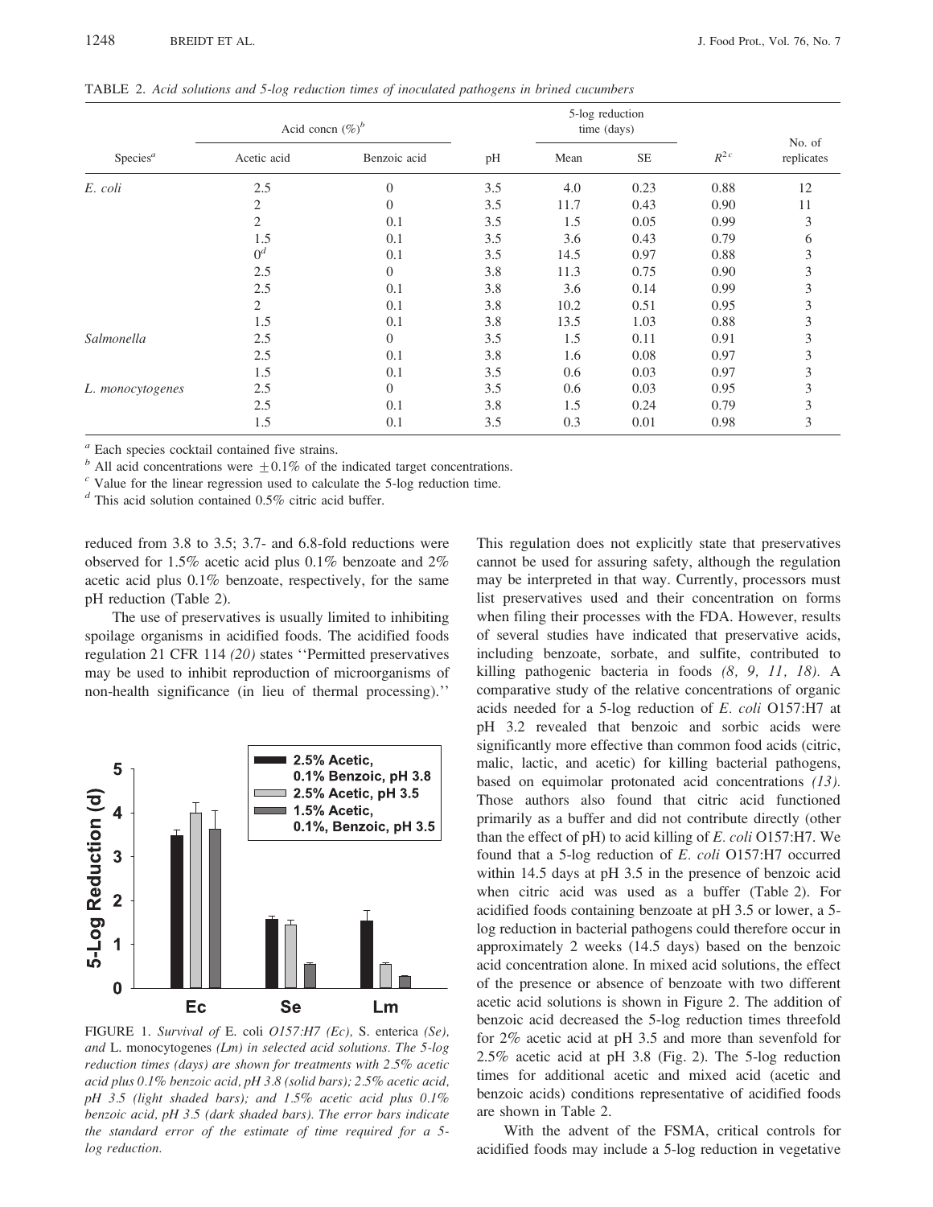TABLE 2. *Acid solutions and 5-log reduction times of inoculated pathogens in brined cucumbers*

| Species[a] | Acid concn (%)[b] | | pH | 5-log reduction time (days) | | $R^{2\,c}$ | No. of replicates |
|---|---|---|---|---|---|---|---|
| | Acetic acid | Benzoic acid | | Mean | SE | | |
| *E. coli* | 2.5 | 0 | 3.5 | 4.0 | 0.23 | 0.88 | 12 |
| | 2 | 0 | 3.5 | 11.7 | 0.43 | 0.90 | 11 |
| | 2 | 0.1 | 3.5 | 1.5 | 0.05 | 0.99 | 3 |
| | 1.5 | 0.1 | 3.5 | 3.6 | 0.43 | 0.79 | 6 |
| | 0[d] | 0.1 | 3.5 | 14.5 | 0.97 | 0.88 | 3 |
| | 2.5 | 0 | 3.8 | 11.3 | 0.75 | 0.90 | 3 |
| | 2.5 | 0.1 | 3.8 | 3.6 | 0.14 | 0.99 | 3 |
| | 2 | 0.1 | 3.8 | 10.2 | 0.51 | 0.95 | 3 |
| | 1.5 | 0.1 | 3.8 | 13.5 | 1.03 | 0.88 | 3 |
| *Salmonella* | 2.5 | 0 | 3.5 | 1.5 | 0.11 | 0.91 | 3 |
| | 2.5 | 0.1 | 3.8 | 1.6 | 0.08 | 0.97 | 3 |
| | 1.5 | 0.1 | 3.5 | 0.6 | 0.03 | 0.97 | 3 |
| *L. monocytogenes* | 2.5 | 0 | 3.5 | 0.6 | 0.03 | 0.95 | 3 |
| | 2.5 | 0.1 | 3.8 | 1.5 | 0.24 | 0.79 | 3 |
| | 1.5 | 0.1 | 3.5 | 0.3 | 0.01 | 0.98 | 3 |

[a] Each species cocktail contained five strains.
[b] All acid concentrations were $\pm 0.1\%$ of the indicated target concentrations.
[c] Value for the linear regression used to calculate the 5-log reduction time.
[d] This acid solution contained 0.5% citric acid buffer.

reduced from 3.8 to 3.5; 3.7- and 6.8-fold reductions were observed for 1.5% acetic acid plus 0.1% benzoate and 2% acetic acid plus 0.1% benzoate, respectively, for the same pH reduction (Table 2).

The use of preservatives is usually limited to inhibiting spoilage organisms in acidified foods. The acidified foods regulation 21 CFR 114 *(20)* states ''Permitted preservatives may be used to inhibit reproduction of microorganisms of non-health significance (in lieu of thermal processing).''

FIGURE 1. *Survival of* E. coli *O157:H7 (Ec),* S. enterica *(Se), and* L. monocytogenes *(Lm) in selected acid solutions. The 5-log reduction times (days) are shown for treatments with 2.5% acetic acid plus 0.1% benzoic acid, pH 3.8 (solid bars); 2.5% acetic acid, pH 3.5 (light shaded bars); and 1.5% acetic acid plus 0.1% benzoic acid, pH 3.5 (dark shaded bars). The error bars indicate the standard error of the estimate of time required for a 5-log reduction.*

This regulation does not explicitly state that preservatives cannot be used for assuring safety, although the regulation may be interpreted in that way. Currently, processors must list preservatives used and their concentration on forms when filing their processes with the FDA. However, results of several studies have indicated that preservative acids, including benzoate, sorbate, and sulfite, contributed to killing pathogenic bacteria in foods *(8, 9, 11, 18).* A comparative study of the relative concentrations of organic acids needed for a 5-log reduction of *E. coli* O157:H7 at pH 3.2 revealed that benzoic and sorbic acids were significantly more effective than common food acids (citric, malic, lactic, and acetic) for killing bacterial pathogens, based on equimolar protonated acid concentrations *(13).* Those authors also found that citric acid functioned primarily as a buffer and did not contribute directly (other than the effect of pH) to acid killing of *E. coli* O157:H7. We found that a 5-log reduction of *E. coli* O157:H7 occurred within 14.5 days at pH 3.5 in the presence of benzoic acid when citric acid was used as a buffer (Table 2). For acidified foods containing benzoate at pH 3.5 or lower, a 5-log reduction in bacterial pathogens could therefore occur in approximately 2 weeks (14.5 days) based on the benzoic acid concentration alone. In mixed acid solutions, the effect of the presence or absence of benzoate with two different acetic acid solutions is shown in Figure 2. The addition of benzoic acid decreased the 5-log reduction times threefold for 2% acetic acid at pH 3.5 and more than sevenfold for 2.5% acetic acid at pH 3.8 (Fig. 2). The 5-log reduction times for additional acetic and mixed acid (acetic and benzoic acids) conditions representative of acidified foods are shown in Table 2.

With the advent of the FSMA, critical controls for acidified foods may include a 5-log reduction in vegetative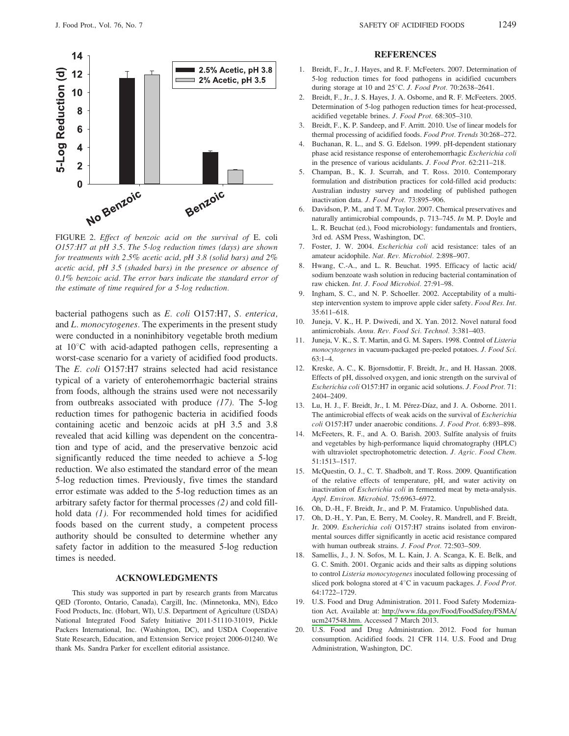14
12
10
8
6
4
2
0

5-Log Reduction (d)

2.5% Acetic, pH 3.8

2% Acetic, pH 3.5

No Benzoic

Benzoic

FIGURE 2. *Effect of benzoic acid on the survival of* E. coli *O157:H7 at pH 3.5. The 5-log reduction times (days) are shown for treatments with 2.5% acetic acid, pH 3.8 (solid bars) and 2% acetic acid, pH 3.5 (shaded bars) in the presence or absence of 0.1% benzoic acid. The error bars indicate the standard error of the estimate of time required for a 5-log reduction.*

bacterial pathogens such as *E. coli* O157:H7, *S. enterica,* and *L. monocytogenes*. The experiments in the present study were conducted in a noninhibitory vegetable broth medium at 10°C with acid-adapted pathogen cells, representing a worst-case scenario for a variety of acidified food products. The *E. coli* O157:H7 strains selected had acid resistance typical of a variety of enterohemorrhagic bacterial strains from foods, although the strains used were not necessarily from outbreaks associated with produce *(17)*. The 5-log reduction times for pathogenic bacteria in acidified foods containing acetic and benzoic acids at pH 3.5 and 3.8 revealed that acid killing was dependent on the concentration and type of acid, and the preservative benzoic acid significantly reduced the time needed to achieve a 5-log reduction. We also estimated the standard error of the mean 5-log reduction times. Previously, five times the standard error estimate was added to the 5-log reduction times as an arbitrary safety factor for thermal processes *(2)* and cold fill-hold data *(1)*. For recommended hold times for acidified foods based on the current study, a competent process authority should be consulted to determine whether any safety factor in addition to the measured 5-log reduction times is needed.

## ACKNOWLEDGMENTS

This study was supported in part by research grants from Marcatus QED (Toronto, Ontario, Canada), Cargill, Inc. (Minnetonka, MN), Edco Food Products, Inc. (Hobart, WI), U.S. Department of Agriculture (USDA) National Integrated Food Safety Initiative 2011-51110-31019, Pickle Packers International, Inc. (Washington, DC), and USDA Cooperative State Research, Education, and Extension Service project 2006-01240. We thank Ms. Sandra Parker for excellent editorial assistance.

## REFERENCES

1. Breidt, F., Jr., J. Hayes, and R. F. McFeeters. 2007. Determination of 5-log reduction times for food pathogens in acidified cucumbers during storage at 10 and 25°C. *J. Food Prot.* 70:2638–2641.
2. Breidt, F., Jr., J. S. Hayes, J. A. Osborne, and R. F. McFeeters. 2005. Determination of 5-log pathogen reduction times for heat-processed, acidified vegetable brines. *J. Food Prot.* 68:305–310.
3. Breidt, F., Jr., K. P. Sandeep, and F. Arritt. 2010. Use of linear models for thermal processing of acidified foods. *Food Prot. Trends* 30:268–272.
4. Buchanan, R. L., and S. G. Edelson. 1999. pH-dependent stationary phase acid resistance response of enterohemorrhagic *Escherichia coli* in the presence of various acidulants. *J. Food Prot.* 62:211–218.
5. Champan, B., K. J. Scurrah, and T. Ross. 2010. Contemporary formulation and distribution practices for cold-filled acid products: Australian industry survey and modeling of published pathogen inactivation data. *J. Food Prot.* 73:895–906.
6. Davidson, P. M., and T. M. Taylor. 2007. Chemical preservatives and naturally antimicrobial compounds, p. 713–745. *In* M. P. Doyle and L. R. Beuchat (ed.), Food microbiology: fundamentals and frontiers, 3rd ed. ASM Press, Washington, DC.
7. Foster, J. W. 2004. *Escherichia coli* acid resistance: tales of an amateur acidophile. *Nat. Rev. Microbiol.* 2:898–907.
8. Hwang, C.-A., and L. R. Beuchat. 1995. Efficacy of lactic acid/sodium benzoate wash solution in reducing bacterial contamination of raw chicken. *Int. J. Food Microbiol.* 27:91–98.
9. Ingham, S. C., and N. P. Schoeller. 2002. Acceptability of a multi-step intervention system to improve apple cider safety. *Food Res. Int.* 35:611–618.
10. Juneja, V. K., H. P. Dwivedi, and X. Yan. 2012. Novel natural food antimicrobials. *Annu. Rev. Food Sci. Technol.* 3:381–403.
11. Juneja, V. K., S. T. Martin, and G. M. Sapers. 1998. Control of *Listeria monocytogenes* in vacuum-packaged pre-peeled potatoes. *J. Food Sci.* 63:1–4.
12. Kreske, A. C., K. Bjornsdottir, F. Breidt, Jr., and H. Hassan. 2008. Effects of pH, dissolved oxygen, and ionic strength on the survival of *Escherichia coli* O157:H7 in organic acid solutions. *J. Food Prot.* 71: 2404–2409.
13. Lu, H. J., F. Breidt, Jr., I. M. Pérez-Díaz, and J. A. Osborne. 2011. The antimicrobial effects of weak acids on the survival of *Escherichia coli* O157:H7 under anaerobic conditions. *J. Food Prot.* 6:893–898.
14. McFeeters, R. F., and A. O. Barish. 2003. Sulfite analysis of fruits and vegetables by high-performance liquid chromatography (HPLC) with ultraviolet spectrophotometric detection. *J. Agric. Food Chem.* 51:1513–1517.
15. McQuestin, O. J., C. T. Shadbolt, and T. Ross. 2009. Quantification of the relative effects of temperature, pH, and water activity on inactivation of *Escherichia coli* in fermented meat by meta-analysis. *Appl. Environ. Microbiol.* 75:6963–6972.
16. Oh, D.-H., F. Breidt, Jr., and P. M. Fratamico. Unpublished data.
17. Oh, D.-H., Y. Pan, E. Berry, M. Cooley, R. Mandrell, and F. Breidt, Jr. 2009. *Escherichia coli* O157:H7 strains isolated from environmental sources differ significantly in acetic acid resistance compared with human outbreak strains. *J. Food Prot.* 72:503–509.
18. Samellis, J., J. N. Sofos, M. L. Kain, J. A. Scanga, K. E. Belk, and G. C. Smith. 2001. Organic acids and their salts as dipping solutions to control *Listeria monocytogenes* inoculated following processing of sliced pork bologna stored at 4°C in vacuum packages. *J. Food Prot.* 64:1722–1729.
19. U.S. Food and Drug Administration. 2011. Food Safety Modernization Act. Available at: http://www.fda.gov/Food/FoodSafety/FSMA/ucm247548.htm. Accessed 7 March 2013.
20. U.S. Food and Drug Administration. 2012. Food for human consumption. Acidified foods. 21 CFR 114. U.S. Food and Drug Administration, Washington, DC.